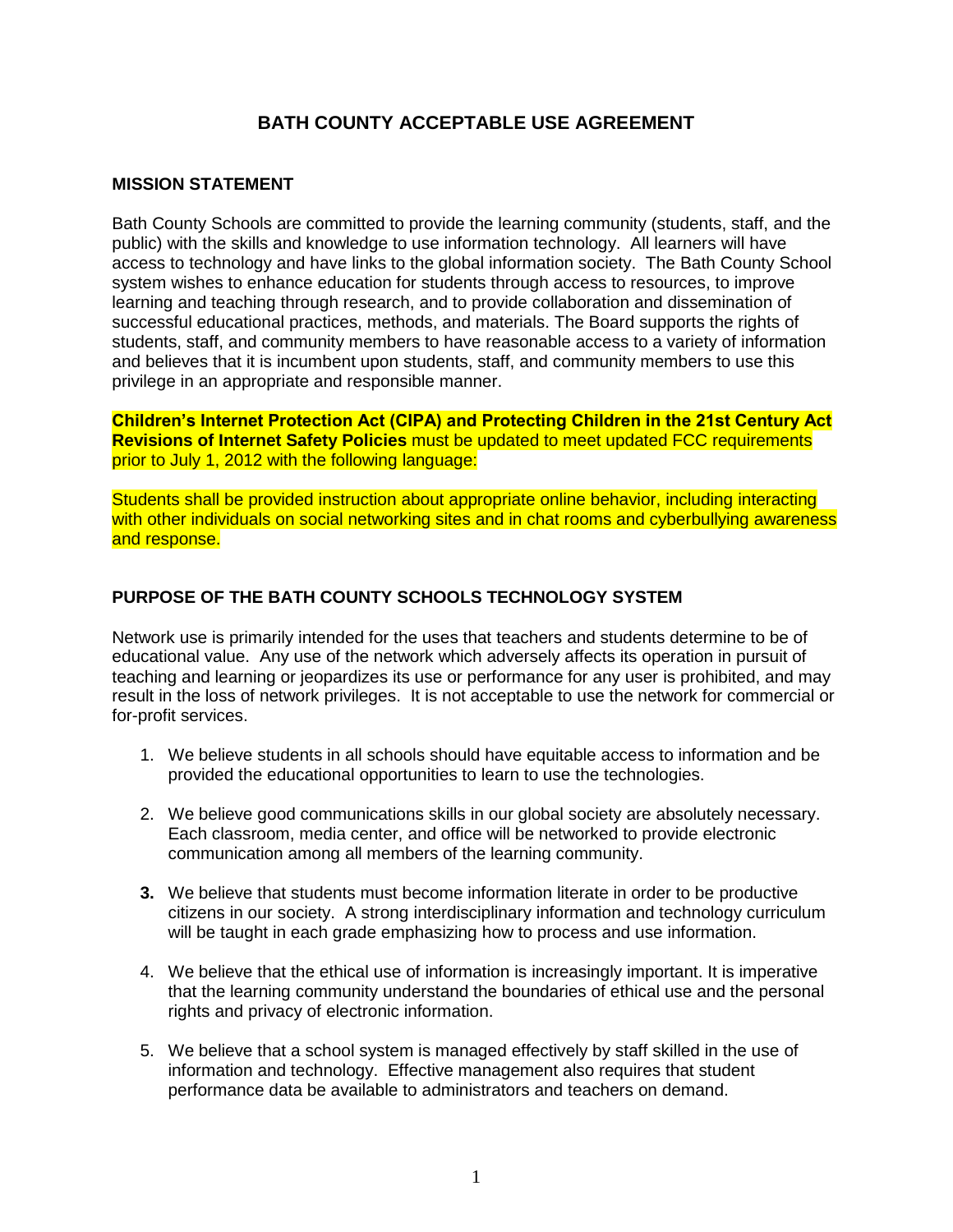# BATH COUNTY ACCEPTABLE USE AGREEMENT

## MISSION STATEMENT

Bath County Schools are committed to provide the learning community (students, staff, and the public) with the skills and knowledge to use information technology. All learners will have access to technology and have links to the global information society. The Bath County School system wishes to enhance education for students through access to resources, to improve learning and teaching through research, and to provide collaboration and dissemination of successful educational practices, methods, and materials. The Board supports the rights of students, staff, and community members to have reasonable access to a variety of information and believes that it is incumbent upon students, staff, and community members to use this privilege in an appropriate and responsible manner.

**Children's Internet Protection Act (CIPA) and Protecting Children in the 21st Century Act Revisions of Internet Safety Policies** must be updated to meet updated FCC requirements prior to July 1, 2012 with the following language:

Students shall be provided instruction about appropriate online behavior, including interacting with other individuals on social networking sites and in chat rooms and cyberbullying awareness and response.

## PURPOSE OF THE BATH COUNTY SCHOOLS TECHNOLOGY SYSTEM

Network use is primarily intended for the uses that teachers and students determine to be of educational value. Any use of the network which adversely affects its operation in pursuit of teaching and learning or jeopardizes its use or performance for any user is prohibited, and may result in the loss of network privileges. It is not acceptable to use the network for commercial or for-profit services.

1. We believe students in all schools should have equitable access to information and be provided the educational opportunities to learn to use the technologies.

2. We believe good communications skills in our global society are absolutely necessary. Each classroom, media center, and office will be networked to provide electronic communication among all members of the learning community.

3. We believe that students must become information literate in order to be productive citizens in our society. A strong interdisciplinary information and technology curriculum will be taught in each grade emphasizing how to process and use information.

4. We believe that the ethical use of information is increasingly important. It is imperative that the learning community understand the boundaries of ethical use and the personal rights and privacy of electronic information.

5. We believe that a school system is managed effectively by staff skilled in the use of information and technology. Effective management also requires that student performance data be available to administrators and teachers on demand.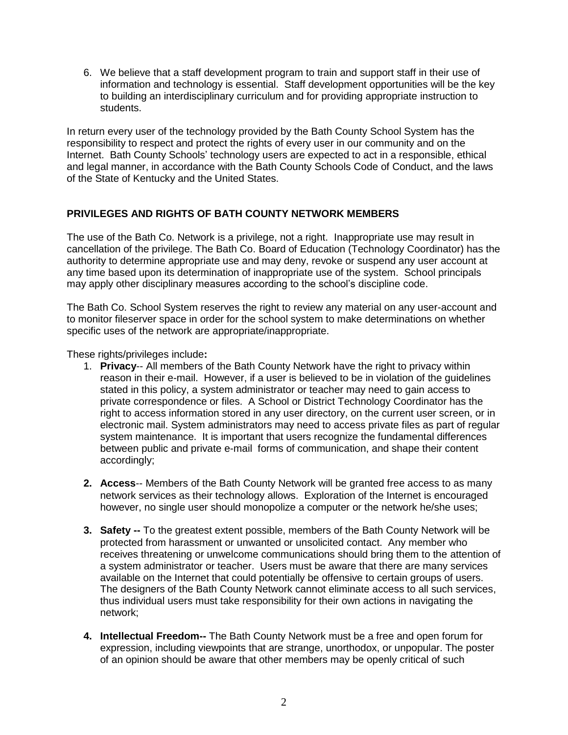6. We believe that a staff development program to train and support staff in their use of information and technology is essential. Staff development opportunities will be the key to building an interdisciplinary curriculum and for providing appropriate instruction to students.

In return every user of the technology provided by the Bath County School System has the responsibility to respect and protect the rights of every user in our community and on the Internet. Bath County Schools' technology users are expected to act in a responsible, ethical and legal manner, in accordance with the Bath County Schools Code of Conduct, and the laws of the State of Kentucky and the United States.

## PRIVILEGES AND RIGHTS OF BATH COUNTY NETWORK MEMBERS

The use of the Bath Co. Network is a privilege, not a right. Inappropriate use may result in cancellation of the privilege. The Bath Co. Board of Education (Technology Coordinator) has the authority to determine appropriate use and may deny, revoke or suspend any user account at any time based upon its determination of inappropriate use of the system. School principals may apply other disciplinary measures according to the school's discipline code.

The Bath Co. School System reserves the right to review any material on any user-account and to monitor fileserver space in order for the school system to make determinations on whether specific uses of the network are appropriate/inappropriate.

These rights/privileges include**:**

1. **Privacy**-- All members of the Bath County Network have the right to privacy within reason in their e-mail. However, if a user is believed to be in violation of the guidelines stated in this policy, a system administrator or teacher may need to gain access to private correspondence or files. A School or District Technology Coordinator has the right to access information stored in any user directory, on the current user screen, or in electronic mail. System administrators may need to access private files as part of regular system maintenance. It is important that users recognize the fundamental differences between public and private e-mail forms of communication, and shape their content accordingly;

2. **Access**-- Members of the Bath County Network will be granted free access to as many network services as their technology allows. Exploration of the Internet is encouraged however, no single user should monopolize a computer or the network he/she uses;

3. **Safety --** To the greatest extent possible, members of the Bath County Network will be protected from harassment or unwanted or unsolicited contact. Any member who receives threatening or unwelcome communications should bring them to the attention of a system administrator or teacher. Users must be aware that there are many services available on the Internet that could potentially be offensive to certain groups of users. The designers of the Bath County Network cannot eliminate access to all such services, thus individual users must take responsibility for their own actions in navigating the network;

4. **Intellectual Freedom--** The Bath County Network must be a free and open forum for expression, including viewpoints that are strange, unorthodox, or unpopular. The poster of an opinion should be aware that other members may be openly critical of such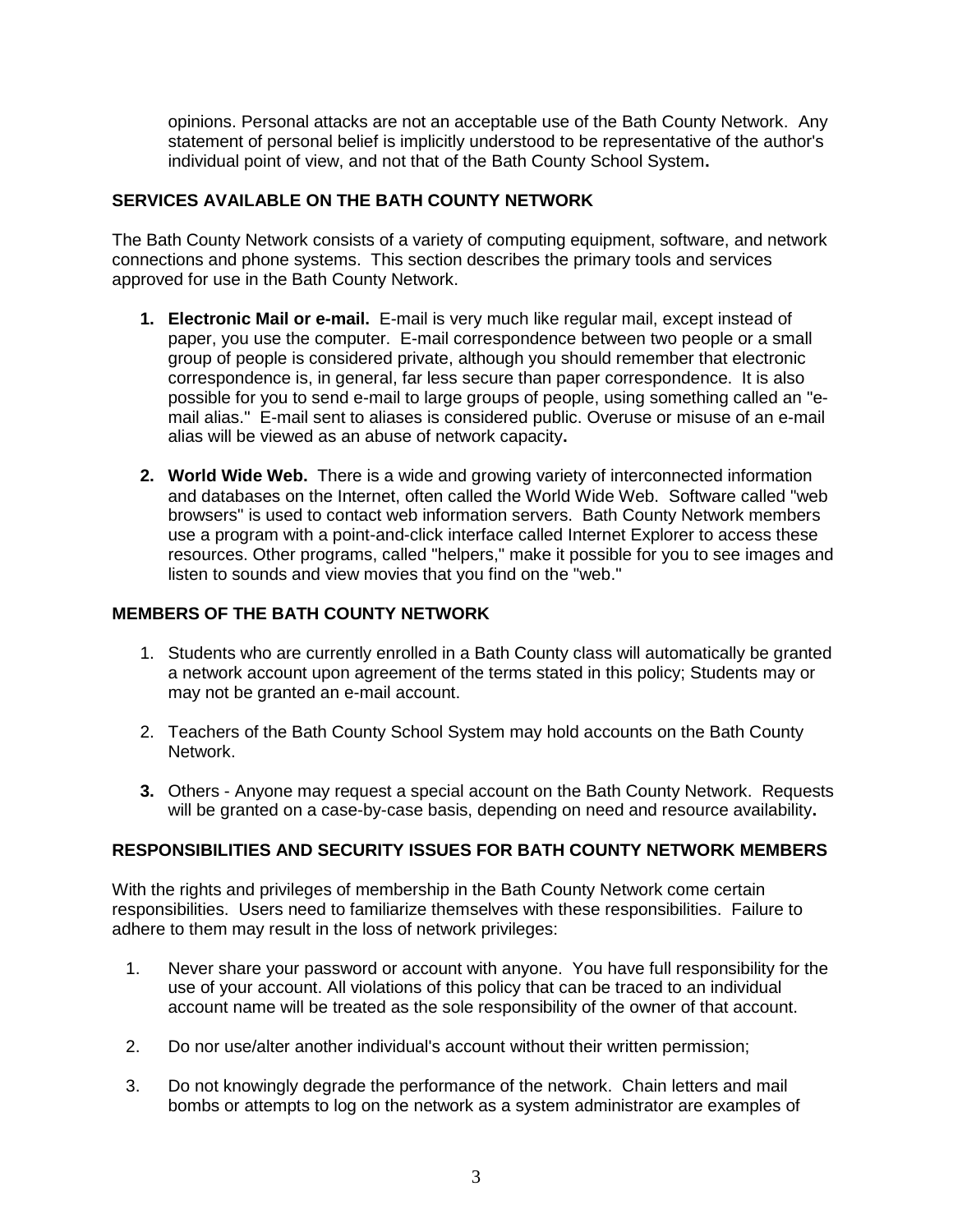opinions. Personal attacks are not an acceptable use of the Bath County Network. Any statement of personal belief is implicitly understood to be representative of the author's individual point of view, and not that of the Bath County School System**.**

## SERVICES AVAILABLE ON THE BATH COUNTY NETWORK

The Bath County Network consists of a variety of computing equipment, software, and network connections and phone systems. This section describes the primary tools and services approved for use in the Bath County Network.

1. **Electronic Mail or e-mail.** E-mail is very much like regular mail, except instead of paper, you use the computer. E-mail correspondence between two people or a small group of people is considered private, although you should remember that electronic correspondence is, in general, far less secure than paper correspondence. It is also possible for you to send e-mail to large groups of people, using something called an "e-mail alias." E-mail sent to aliases is considered public. Overuse or misuse of an e-mail alias will be viewed as an abuse of network capacity**.**

2. **World Wide Web.** There is a wide and growing variety of interconnected information and databases on the Internet, often called the World Wide Web. Software called "web browsers" is used to contact web information servers. Bath County Network members use a program with a point-and-click interface called Internet Explorer to access these resources. Other programs, called "helpers," make it possible for you to see images and listen to sounds and view movies that you find on the "web."

## MEMBERS OF THE BATH COUNTY NETWORK

1. Students who are currently enrolled in a Bath County class will automatically be granted a network account upon agreement of the terms stated in this policy; Students may or may not be granted an e-mail account.

2. Teachers of the Bath County School System may hold accounts on the Bath County Network.

3. Others - Anyone may request a special account on the Bath County Network. Requests will be granted on a case-by-case basis, depending on need and resource availability**.**

## RESPONSIBILITIES AND SECURITY ISSUES FOR BATH COUNTY NETWORK MEMBERS

With the rights and privileges of membership in the Bath County Network come certain responsibilities. Users need to familiarize themselves with these responsibilities. Failure to adhere to them may result in the loss of network privileges:

1. Never share your password or account with anyone. You have full responsibility for the use of your account. All violations of this policy that can be traced to an individual account name will be treated as the sole responsibility of the owner of that account.

2. Do nor use/alter another individual's account without their written permission;

3. Do not knowingly degrade the performance of the network. Chain letters and mail bombs or attempts to log on the network as a system administrator are examples of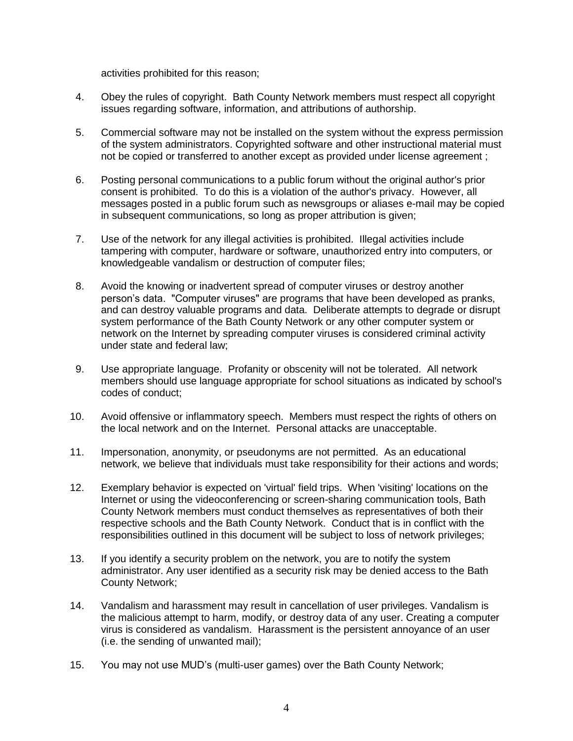activities prohibited for this reason;

4. Obey the rules of copyright. Bath County Network members must respect all copyright issues regarding software, information, and attributions of authorship.

5. Commercial software may not be installed on the system without the express permission of the system administrators. Copyrighted software and other instructional material must not be copied or transferred to another except as provided under license agreement ;

6. Posting personal communications to a public forum without the original author's prior consent is prohibited. To do this is a violation of the author's privacy. However, all messages posted in a public forum such as newsgroups or aliases e-mail may be copied in subsequent communications, so long as proper attribution is given;

7. Use of the network for any illegal activities is prohibited. Illegal activities include tampering with computer, hardware or software, unauthorized entry into computers, or knowledgeable vandalism or destruction of computer files;

8. Avoid the knowing or inadvertent spread of computer viruses or destroy another person's data. "Computer viruses" are programs that have been developed as pranks, and can destroy valuable programs and data. Deliberate attempts to degrade or disrupt system performance of the Bath County Network or any other computer system or network on the Internet by spreading computer viruses is considered criminal activity under state and federal law;

9. Use appropriate language. Profanity or obscenity will not be tolerated. All network members should use language appropriate for school situations as indicated by school's codes of conduct;

10. Avoid offensive or inflammatory speech. Members must respect the rights of others on the local network and on the Internet. Personal attacks are unacceptable.

11. Impersonation, anonymity, or pseudonyms are not permitted. As an educational network, we believe that individuals must take responsibility for their actions and words;

12. Exemplary behavior is expected on 'virtual' field trips. When 'visiting' locations on the Internet or using the videoconferencing or screen-sharing communication tools, Bath County Network members must conduct themselves as representatives of both their respective schools and the Bath County Network. Conduct that is in conflict with the responsibilities outlined in this document will be subject to loss of network privileges;

13. If you identify a security problem on the network, you are to notify the system administrator. Any user identified as a security risk may be denied access to the Bath County Network;

14. Vandalism and harassment may result in cancellation of user privileges. Vandalism is the malicious attempt to harm, modify, or destroy data of any user. Creating a computer virus is considered as vandalism. Harassment is the persistent annoyance of an user (i.e. the sending of unwanted mail);

15. You may not use MUD's (multi-user games) over the Bath County Network;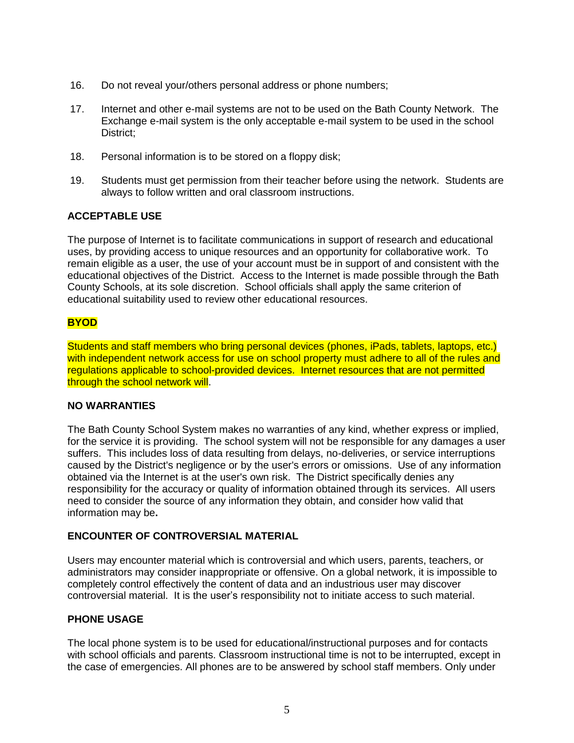16. Do not reveal your/others personal address or phone numbers;

17. Internet and other e-mail systems are not to be used on the Bath County Network. The Exchange e-mail system is the only acceptable e-mail system to be used in the school District;

18. Personal information is to be stored on a floppy disk;

19. Students must get permission from their teacher before using the network. Students are always to follow written and oral classroom instructions.

**ACCEPTABLE USE**

The purpose of Internet is to facilitate communications in support of research and educational uses, by providing access to unique resources and an opportunity for collaborative work. To remain eligible as a user, the use of your account must be in support of and consistent with the educational objectives of the District. Access to the Internet is made possible through the Bath County Schools, at its sole discretion. School officials shall apply the same criterion of educational suitability used to review other educational resources.

**BYOD**

Students and staff members who bring personal devices (phones, iPads, tablets, laptops, etc.) with independent network access for use on school property must adhere to all of the rules and regulations applicable to school-provided devices. Internet resources that are not permitted through the school network will.

**NO WARRANTIES**

The Bath County School System makes no warranties of any kind, whether express or implied, for the service it is providing. The school system will not be responsible for any damages a user suffers. This includes loss of data resulting from delays, no-deliveries, or service interruptions caused by the District's negligence or by the user's errors or omissions. Use of any information obtained via the Internet is at the user's own risk. The District specifically denies any responsibility for the accuracy or quality of information obtained through its services. All users need to consider the source of any information they obtain, and consider how valid that information may be**.**

**ENCOUNTER OF CONTROVERSIAL MATERIAL**

Users may encounter material which is controversial and which users, parents, teachers, or administrators may consider inappropriate or offensive. On a global network, it is impossible to completely control effectively the content of data and an industrious user may discover controversial material. It is the user's responsibility not to initiate access to such material.

**PHONE USAGE**

The local phone system is to be used for educational/instructional purposes and for contacts with school officials and parents. Classroom instructional time is not to be interrupted, except in the case of emergencies. All phones are to be answered by school staff members. Only under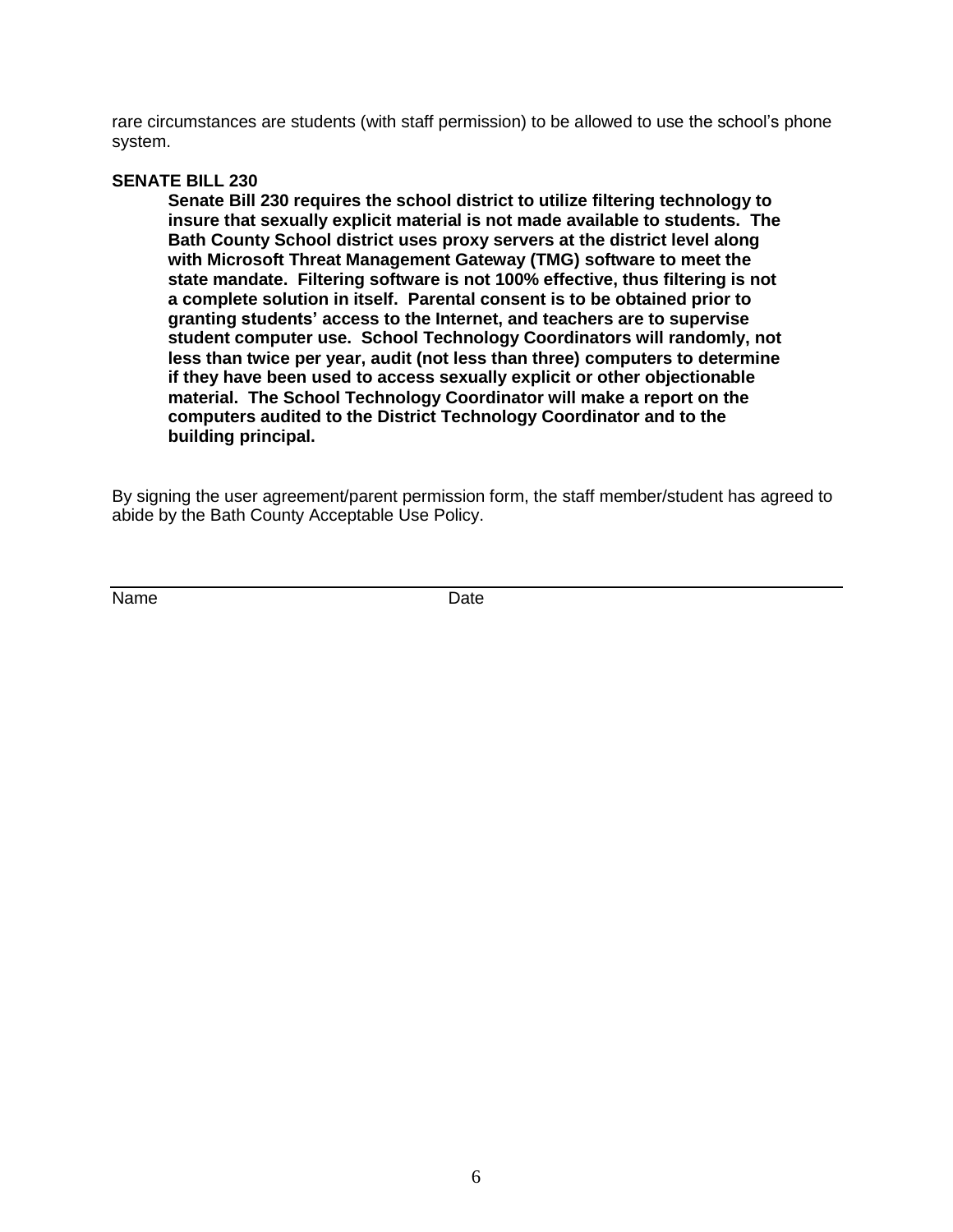rare circumstances are students (with staff permission) to be allowed to use the school's phone system.

**SENATE BILL 230**

> **Senate Bill 230 requires the school district to utilize filtering technology to insure that sexually explicit material is not made available to students. The Bath County School district uses proxy servers at the district level along with Microsoft Threat Management Gateway (TMG) software to meet the state mandate. Filtering software is not 100% effective, thus filtering is not a complete solution in itself. Parental consent is to be obtained prior to granting students' access to the Internet, and teachers are to supervise student computer use. School Technology Coordinators will randomly, not less than twice per year, audit (not less than three) computers to determine if they have been used to access sexually explicit or other objectionable material. The School Technology Coordinator will make a report on the computers audited to the District Technology Coordinator and to the building principal.**

By signing the user agreement/parent permission form, the staff member/student has agreed to abide by the Bath County Acceptable Use Policy.

\_\_\_\_\_\_\_\_\_\_\_\_\_\_\_\_\_\_\_\_\_\_\_\_\_\_\_\_\_\_\_\_\_\_\_\_\_\_\_\_\_\_\_\_\_\_\_\_\_\_\_\_\_\_\_\_\_\_\_\_\_\_\_\_

Name                                                  Date